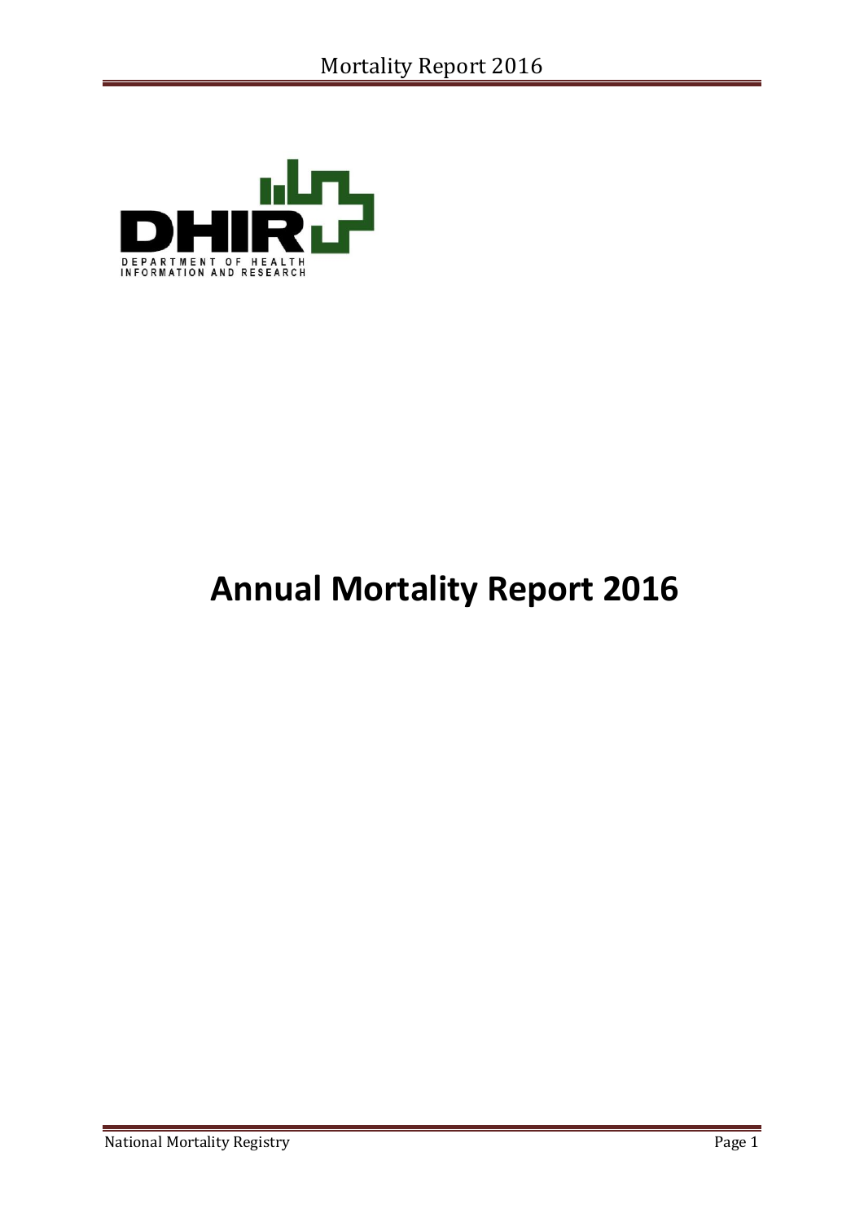DHIR

DEPARTMENT OF HEALTH INFORMATION AND RESEARCH

# Annual Mortality Report 2016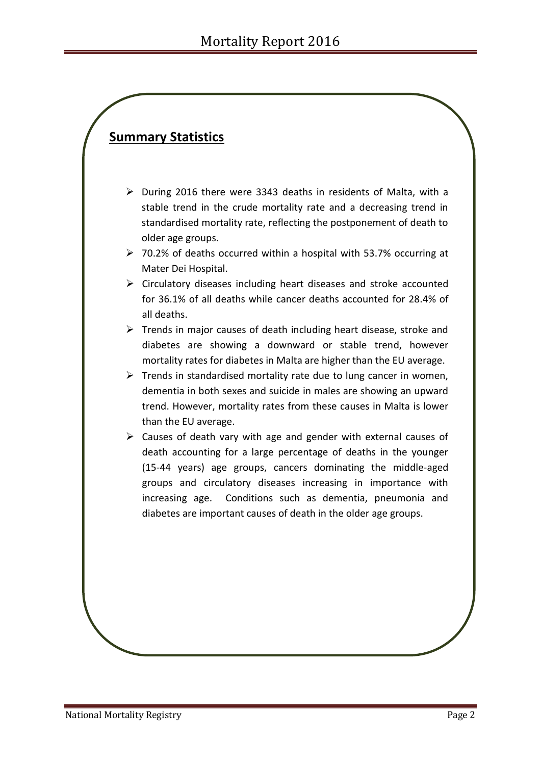## Summary Statistics

- During 2016 there were 3343 deaths in residents of Malta, with a stable trend in the crude mortality rate and a decreasing trend in standardised mortality rate, reflecting the postponement of death to older age groups.
- 70.2% of deaths occurred within a hospital with 53.7% occurring at Mater Dei Hospital.
- Circulatory diseases including heart diseases and stroke accounted for 36.1% of all deaths while cancer deaths accounted for 28.4% of all deaths.
- Trends in major causes of death including heart disease, stroke and diabetes are showing a downward or stable trend, however mortality rates for diabetes in Malta are higher than the EU average.
- Trends in standardised mortality rate due to lung cancer in women, dementia in both sexes and suicide in males are showing an upward trend. However, mortality rates from these causes in Malta is lower than the EU average.
- Causes of death vary with age and gender with external causes of death accounting for a large percentage of deaths in the younger (15-44 years) age groups, cancers dominating the middle-aged groups and circulatory diseases increasing in importance with increasing age. Conditions such as dementia, pneumonia and diabetes are important causes of death in the older age groups.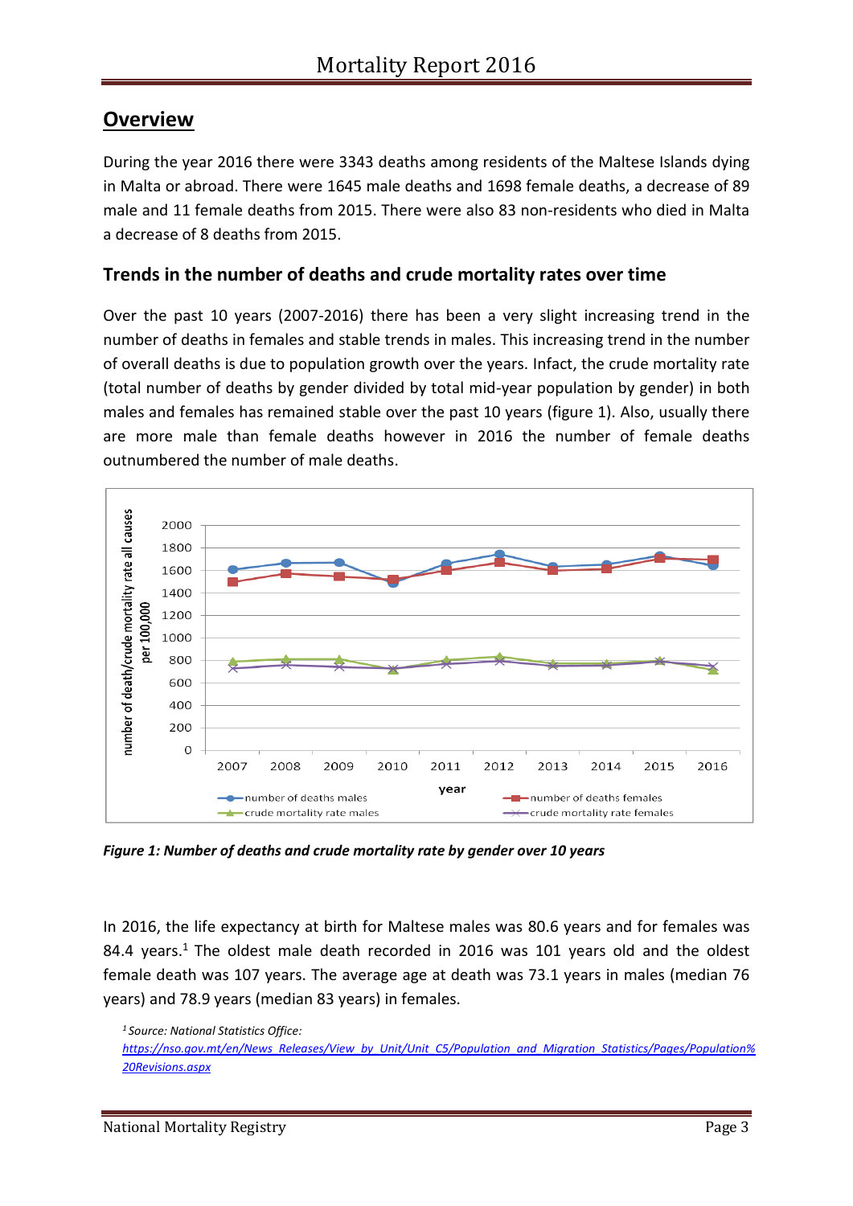## Overview

During the year 2016 there were 3343 deaths among residents of the Maltese Islands dying in Malta or abroad. There were 1645 male deaths and 1698 female deaths, a decrease of 89 male and 11 female deaths from 2015. There were also 83 non-residents who died in Malta a decrease of 8 deaths from 2015.

### Trends in the number of deaths and crude mortality rates over time

Over the past 10 years (2007-2016) there has been a very slight increasing trend in the number of deaths in females and stable trends in males. This increasing trend in the number of overall deaths is due to population growth over the years. Infact, the crude mortality rate (total number of deaths by gender divided by total mid-year population by gender) in both males and females has remained stable over the past 10 years (figure 1). Also, usually there are more male than female deaths however in 2016 the number of female deaths outnumbered the number of male deaths.

***Figure 1: Number of deaths and crude mortality rate by gender over 10 years***

In 2016, the life expectancy at birth for Maltese males was 80.6 years and for females was 84.4 years.[1] The oldest male death recorded in 2016 was 101 years old and the oldest female death was 107 years. The average age at death was 73.1 years in males (median 76 years) and 78.9 years (median 83 years) in females.

[1] *Source: National Statistics Office:* *https://nso.gov.mt/en/News_Releases/View_by_Unit/Unit_C5/Population_and_Migration_Statistics/Pages/Population%20Revisions.aspx*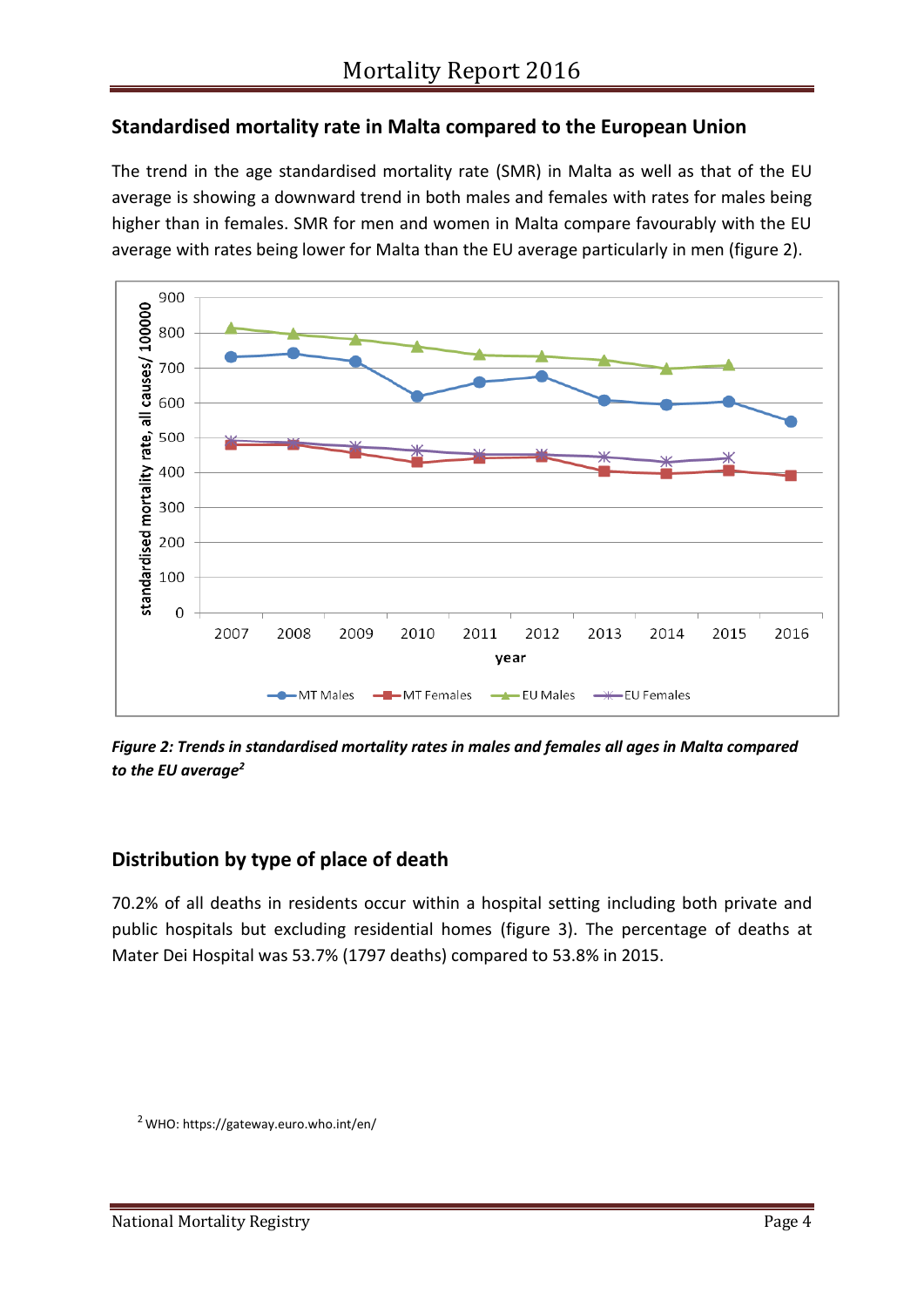## Standardised mortality rate in Malta compared to the European Union

The trend in the age standardised mortality rate (SMR) in Malta as well as that of the EU average is showing a downward trend in both males and females with rates for males being higher than in females. SMR for men and women in Malta compare favourably with the EU average with rates being lower for Malta than the EU average particularly in men (figure 2).

***Figure 2: Trends in standardised mortality rates in males and females all ages in Malta compared to the EU average[2]***

## Distribution by type of place of death

70.2% of all deaths in residents occur within a hospital setting including both private and public hospitals but excluding residential homes (figure 3). The percentage of deaths at Mater Dei Hospital was 53.7% (1797 deaths) compared to 53.8% in 2015.

[2] WHO: https://gateway.euro.who.int/en/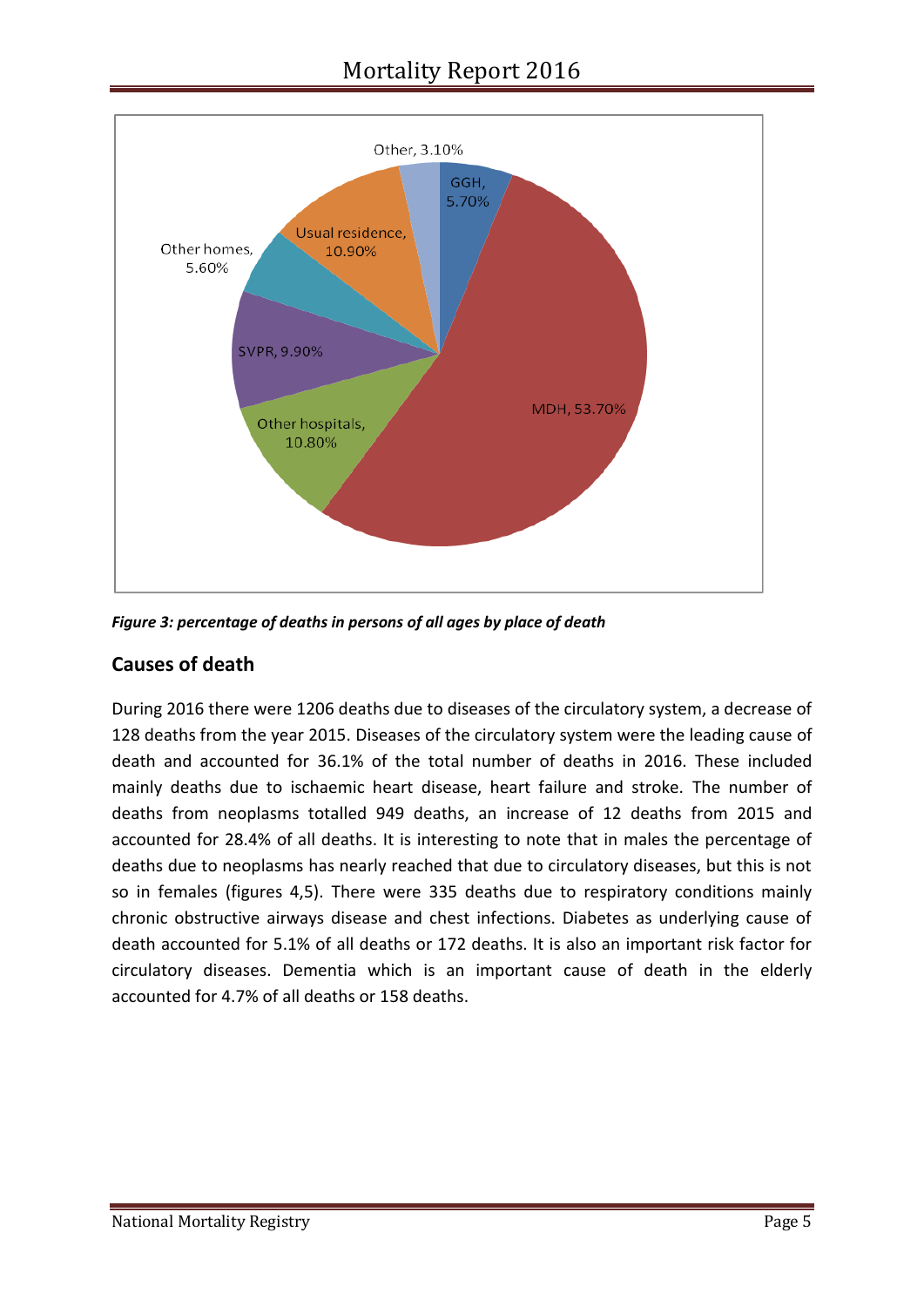Figure 3: percentage of deaths in persons of all ages by place of death

## Causes of death

During 2016 there were 1206 deaths due to diseases of the circulatory system, a decrease of 128 deaths from the year 2015. Diseases of the circulatory system were the leading cause of death and accounted for 36.1% of the total number of deaths in 2016. These included mainly deaths due to ischaemic heart disease, heart failure and stroke. The number of deaths from neoplasms totalled 949 deaths, an increase of 12 deaths from 2015 and accounted for 28.4% of all deaths. It is interesting to note that in males the percentage of deaths due to neoplasms has nearly reached that due to circulatory diseases, but this is not so in females (figures 4,5). There were 335 deaths due to respiratory conditions mainly chronic obstructive airways disease and chest infections. Diabetes as underlying cause of death accounted for 5.1% of all deaths or 172 deaths. It is also an important risk factor for circulatory diseases. Dementia which is an important cause of death in the elderly accounted for 4.7% of all deaths or 158 deaths.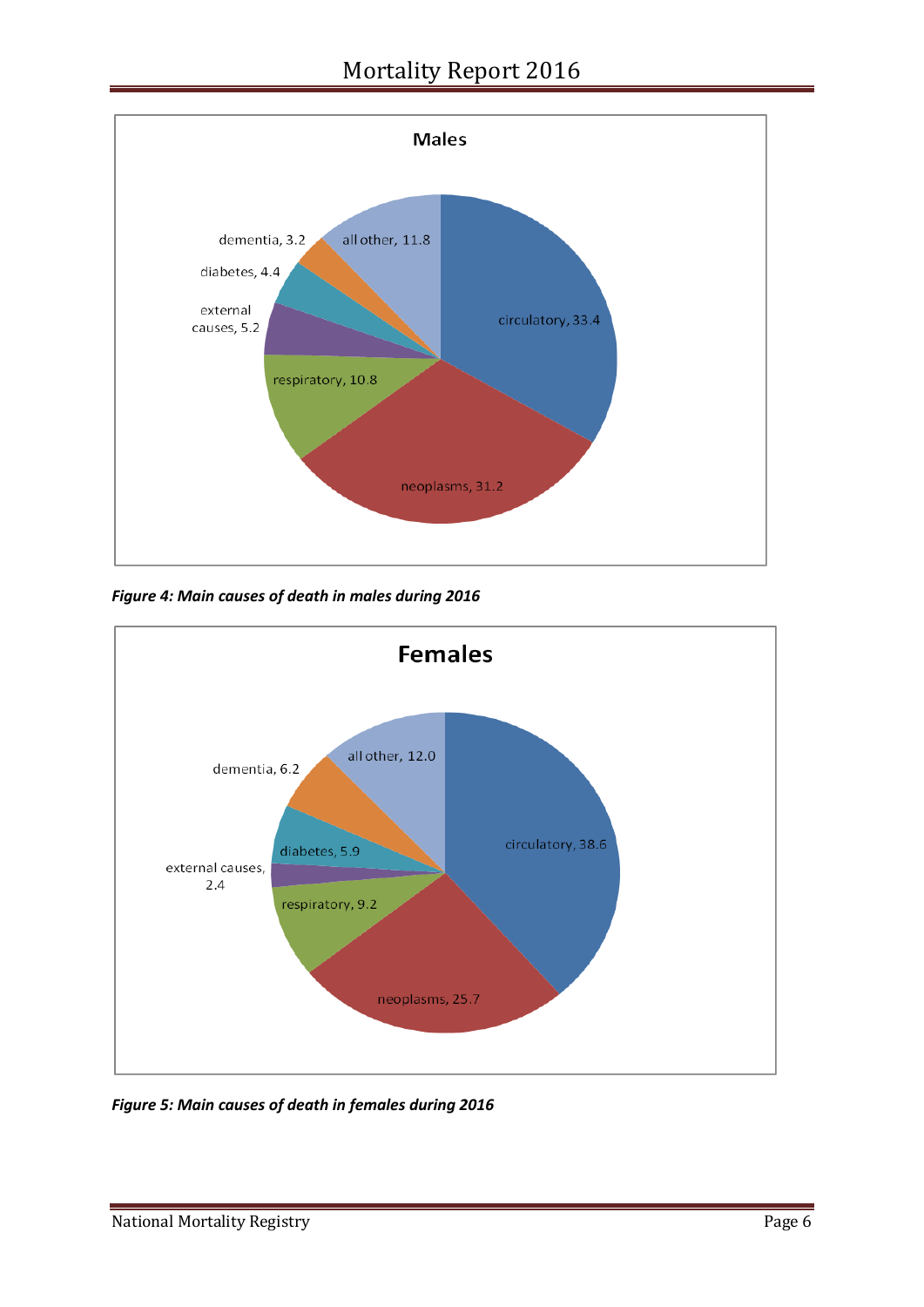**Males**

| Cause | % |
|---|---|
| circulatory | 33.4 |
| neoplasms | 31.2 |
| respiratory | 10.8 |
| external causes | 5.2 |
| diabetes | 4.4 |
| dementia | 3.2 |
| all other | 11.8 |

***Figure 4: Main causes of death in males during 2016***

**Females**

| Cause | % |
|---|---|
| circulatory | 38.6 |
| neoplasms | 25.7 |
| respiratory | 9.2 |
| external causes | 2.4 |
| diabetes | 5.9 |
| dementia | 6.2 |
| all other | 12.0 |

***Figure 5: Main causes of death in females during 2016***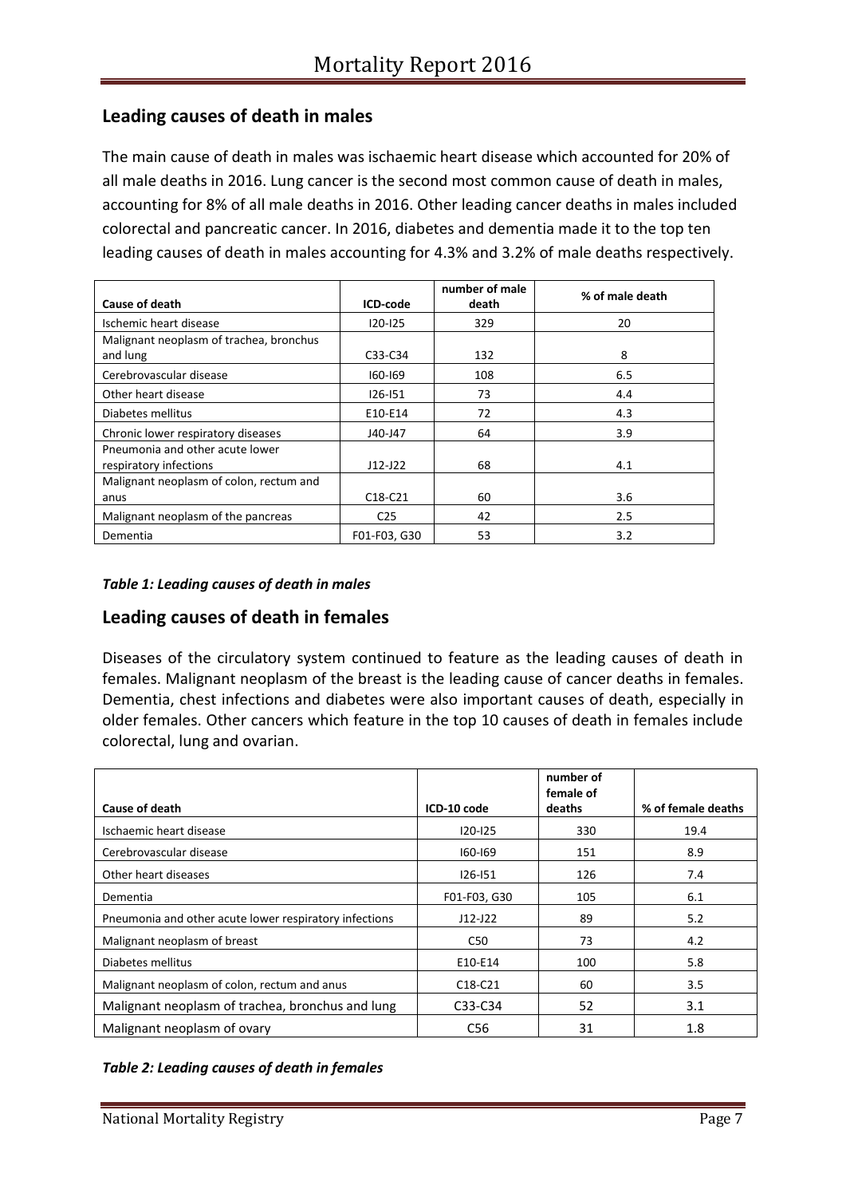## Leading causes of death in males

The main cause of death in males was ischaemic heart disease which accounted for 20% of all male deaths in 2016. Lung cancer is the second most common cause of death in males, accounting for 8% of all male deaths in 2016. Other leading cancer deaths in males included colorectal and pancreatic cancer. In 2016, diabetes and dementia made it to the top ten leading causes of death in males accounting for 4.3% and 3.2% of male deaths respectively.

| Cause of death | ICD-code | number of male death | % of male death |
|---|---|---|---|
| Ischemic heart disease | I20-I25 | 329 | 20 |
| Malignant neoplasm of trachea, bronchus and lung | C33-C34 | 132 | 8 |
| Cerebrovascular disease | I60-I69 | 108 | 6.5 |
| Other heart disease | I26-I51 | 73 | 4.4 |
| Diabetes mellitus | E10-E14 | 72 | 4.3 |
| Chronic lower respiratory diseases | J40-J47 | 64 | 3.9 |
| Pneumonia and other acute lower respiratory infections | J12-J22 | 68 | 4.1 |
| Malignant neoplasm of colon, rectum and anus | C18-C21 | 60 | 3.6 |
| Malignant neoplasm of the pancreas | C25 | 42 | 2.5 |
| Dementia | F01-F03, G30 | 53 | 3.2 |

***Table 1: Leading causes of death in males***

## Leading causes of death in females

Diseases of the circulatory system continued to feature as the leading causes of death in females. Malignant neoplasm of the breast is the leading cause of cancer deaths in females. Dementia, chest infections and diabetes were also important causes of death, especially in older females. Other cancers which feature in the top 10 causes of death in females include colorectal, lung and ovarian.

| Cause of death | ICD-10 code | number of female of deaths | % of female deaths |
|---|---|---|---|
| Ischaemic heart disease | I20-I25 | 330 | 19.4 |
| Cerebrovascular disease | I60-I69 | 151 | 8.9 |
| Other heart diseases | I26-I51 | 126 | 7.4 |
| Dementia | F01-F03, G30 | 105 | 6.1 |
| Pneumonia and other acute lower respiratory infections | J12-J22 | 89 | 5.2 |
| Malignant neoplasm of breast | C50 | 73 | 4.2 |
| Diabetes mellitus | E10-E14 | 100 | 5.8 |
| Malignant neoplasm of colon, rectum and anus | C18-C21 | 60 | 3.5 |
| Malignant neoplasm of trachea, bronchus and lung | C33-C34 | 52 | 3.1 |
| Malignant neoplasm of ovary | C56 | 31 | 1.8 |

***Table 2: Leading causes of death in females***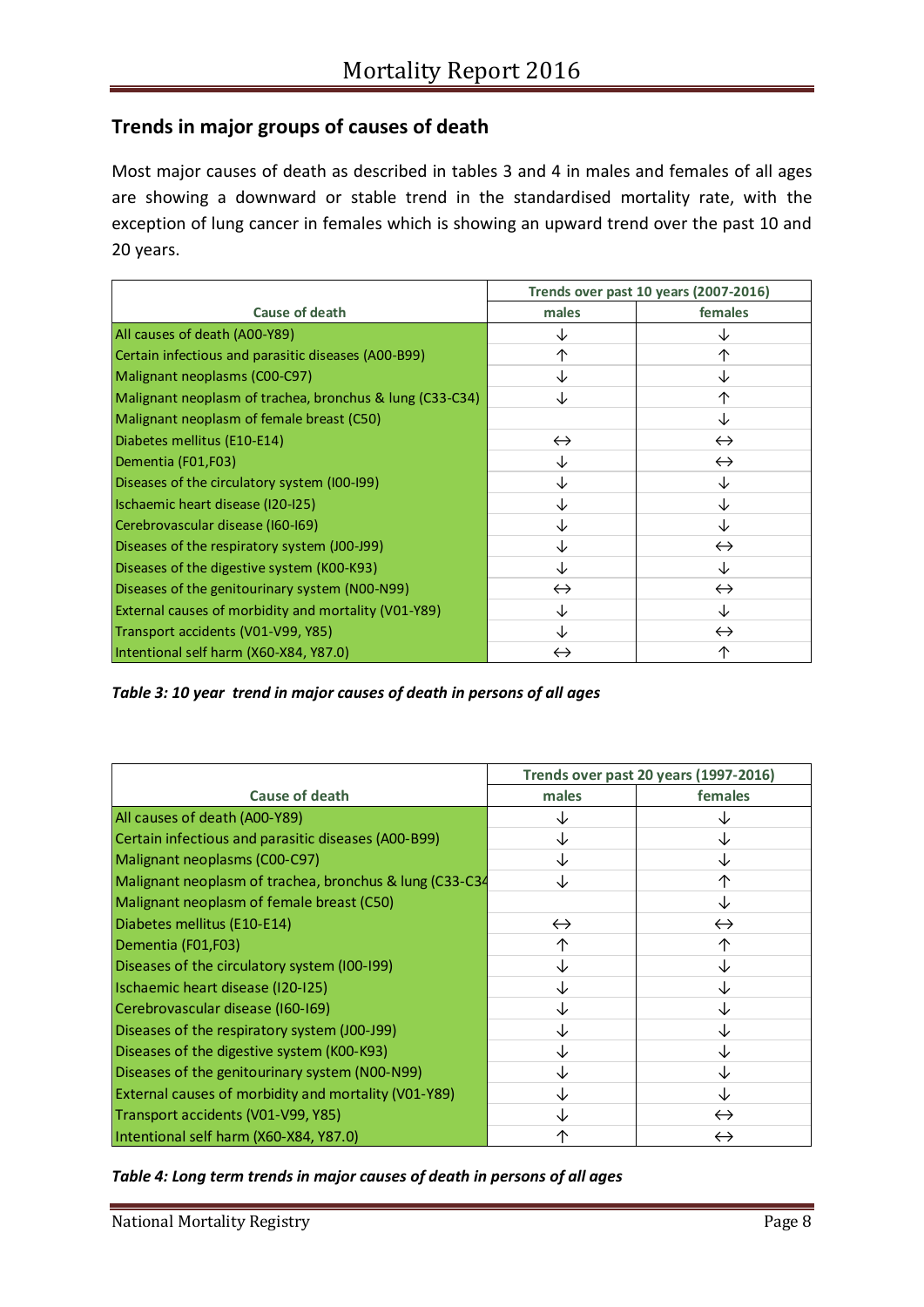## Trends in major groups of causes of death

Most major causes of death as described in tables 3 and 4 in males and females of all ages are showing a downward or stable trend in the standardised mortality rate, with the exception of lung cancer in females which is showing an upward trend over the past 10 and 20 years.

| Cause of death | Trends over past 10 years (2007-2016) | |
|---|---|---|
| | males | females |
| All causes of death (A00-Y89) | ↓ | ↓ |
| Certain infectious and parasitic diseases (A00-B99) | ↑ | ↑ |
| Malignant neoplasms (C00-C97) | ↓ | ↓ |
| Malignant neoplasm of trachea, bronchus & lung (C33-C34) | ↓ | ↑ |
| Malignant neoplasm of female breast (C50) | | ↓ |
| Diabetes mellitus (E10-E14) | ↔ | ↔ |
| Dementia (F01,F03) | ↓ | ↔ |
| Diseases of the circulatory system (I00-I99) | ↓ | ↓ |
| Ischaemic heart disease (I20-I25) | ↓ | ↓ |
| Cerebrovascular disease (I60-I69) | ↓ | ↓ |
| Diseases of the respiratory system (J00-J99) | ↓ | ↔ |
| Diseases of the digestive system (K00-K93) | ↓ | ↓ |
| Diseases of the genitourinary system (N00-N99) | ↔ | ↔ |
| External causes of morbidity and mortality (V01-Y89) | ↓ | ↓ |
| Transport accidents (V01-V99, Y85) | ↓ | ↔ |
| Intentional self harm (X60-X84, Y87.0) | ↔ | ↑ |

*Table 3: 10 year trend in major causes of death in persons of all ages*

| Cause of death | Trends over past 20 years (1997-2016) | |
|---|---|---|
| | males | females |
| All causes of death (A00-Y89) | ↓ | ↓ |
| Certain infectious and parasitic diseases (A00-B99) | ↓ | ↓ |
| Malignant neoplasms (C00-C97) | ↓ | ↓ |
| Malignant neoplasm of trachea, bronchus & lung (C33-C34 | ↓ | ↑ |
| Malignant neoplasm of female breast (C50) | | ↓ |
| Diabetes mellitus (E10-E14) | ↔ | ↔ |
| Dementia (F01,F03) | ↑ | ↑ |
| Diseases of the circulatory system (I00-I99) | ↓ | ↓ |
| Ischaemic heart disease (I20-I25) | ↓ | ↓ |
| Cerebrovascular disease (I60-I69) | ↓ | ↓ |
| Diseases of the respiratory system (J00-J99) | ↓ | ↓ |
| Diseases of the digestive system (K00-K93) | ↓ | ↓ |
| Diseases of the genitourinary system (N00-N99) | ↓ | ↓ |
| External causes of morbidity and mortality (V01-Y89) | ↓ | ↓ |
| Transport accidents (V01-V99, Y85) | ↓ | ↔ |
| Intentional self harm (X60-X84, Y87.0) | ↑ | ↔ |

*Table 4: Long term trends in major causes of death in persons of all ages*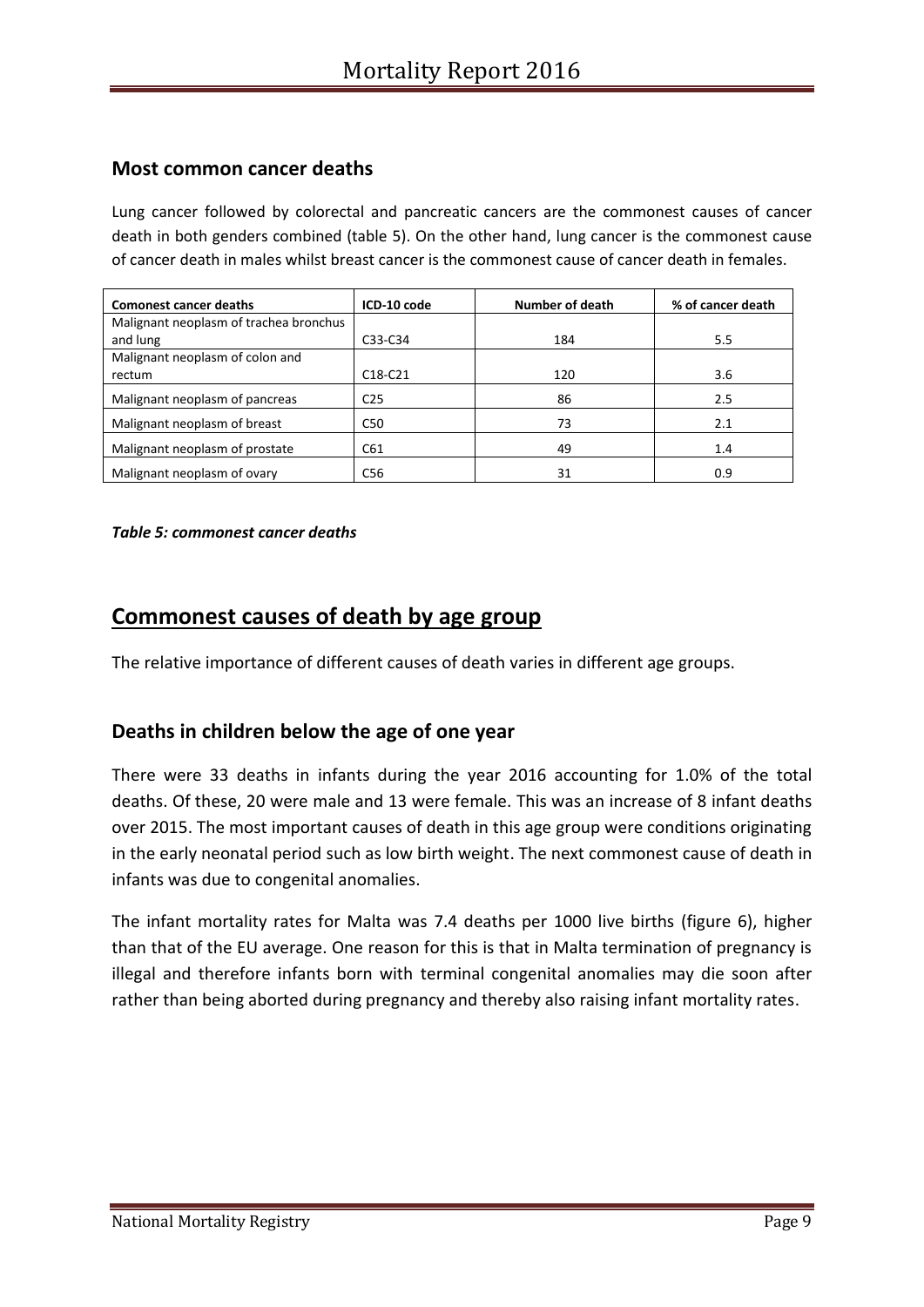### Most common cancer deaths

Lung cancer followed by colorectal and pancreatic cancers are the commonest causes of cancer death in both genders combined (table 5). On the other hand, lung cancer is the commonest cause of cancer death in males whilst breast cancer is the commonest cause of cancer death in females.

| Comonest cancer deaths | ICD-10 code | Number of death | % of cancer death |
|---|---|---|---|
| Malignant neoplasm of trachea bronchus and lung | C33-C34 | 184 | 5.5 |
| Malignant neoplasm of colon and rectum | C18-C21 | 120 | 3.6 |
| Malignant neoplasm of pancreas | C25 | 86 | 2.5 |
| Malignant neoplasm of breast | C50 | 73 | 2.1 |
| Malignant neoplasm of prostate | C61 | 49 | 1.4 |
| Malignant neoplasm of ovary | C56 | 31 | 0.9 |

***Table 5: commonest cancer deaths***

## Commonest causes of death by age group

The relative importance of different causes of death varies in different age groups.

### Deaths in children below the age of one year

There were 33 deaths in infants during the year 2016 accounting for 1.0% of the total deaths. Of these, 20 were male and 13 were female. This was an increase of 8 infant deaths over 2015. The most important causes of death in this age group were conditions originating in the early neonatal period such as low birth weight. The next commonest cause of death in infants was due to congenital anomalies.

The infant mortality rates for Malta was 7.4 deaths per 1000 live births (figure 6), higher than that of the EU average. One reason for this is that in Malta termination of pregnancy is illegal and therefore infants born with terminal congenital anomalies may die soon after rather than being aborted during pregnancy and thereby also raising infant mortality rates.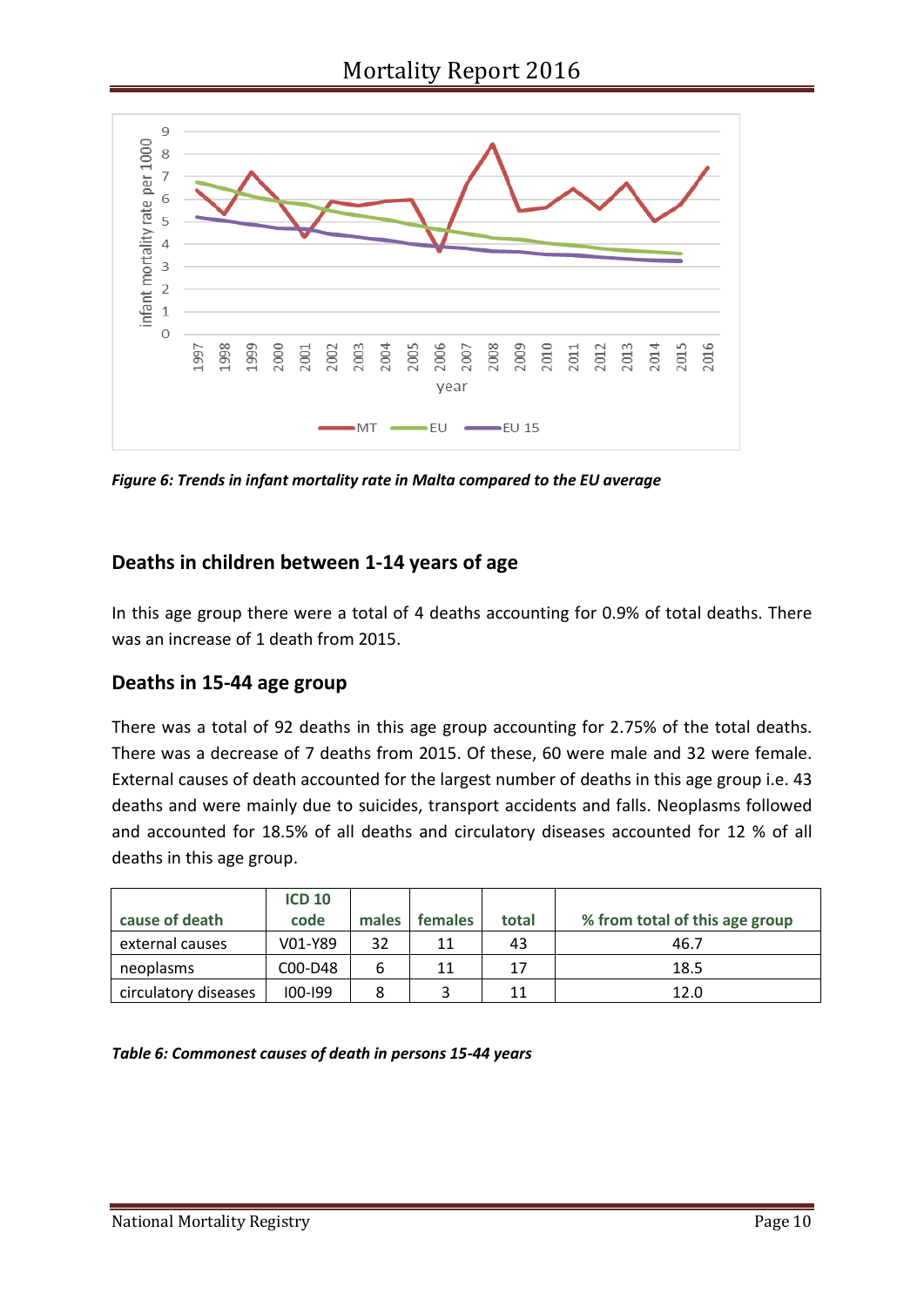Figure 6: Trends in infant mortality rate in Malta compared to the EU average

## Deaths in children between 1-14 years of age

In this age group there were a total of 4 deaths accounting for 0.9% of total deaths. There was an increase of 1 death from 2015.

## Deaths in 15-44 age group

There was a total of 92 deaths in this age group accounting for 2.75% of the total deaths. There was a decrease of 7 deaths from 2015. Of these, 60 were male and 32 were female. External causes of death accounted for the largest number of deaths in this age group i.e. 43 deaths and were mainly due to suicides, transport accidents and falls. Neoplasms followed and accounted for 18.5% of all deaths and circulatory diseases accounted for 12 % of all deaths in this age group.

| cause of death | ICD 10 code | males | females | total | % from total of this age group |
|---|---|---|---|---|---|
| external causes | V01-Y89 | 32 | 11 | 43 | 46.7 |
| neoplasms | C00-D48 | 6 | 11 | 17 | 18.5 |
| circulatory diseases | I00-I99 | 8 | 3 | 11 | 12.0 |

*Table 6: Commonest causes of death in persons 15-44 years*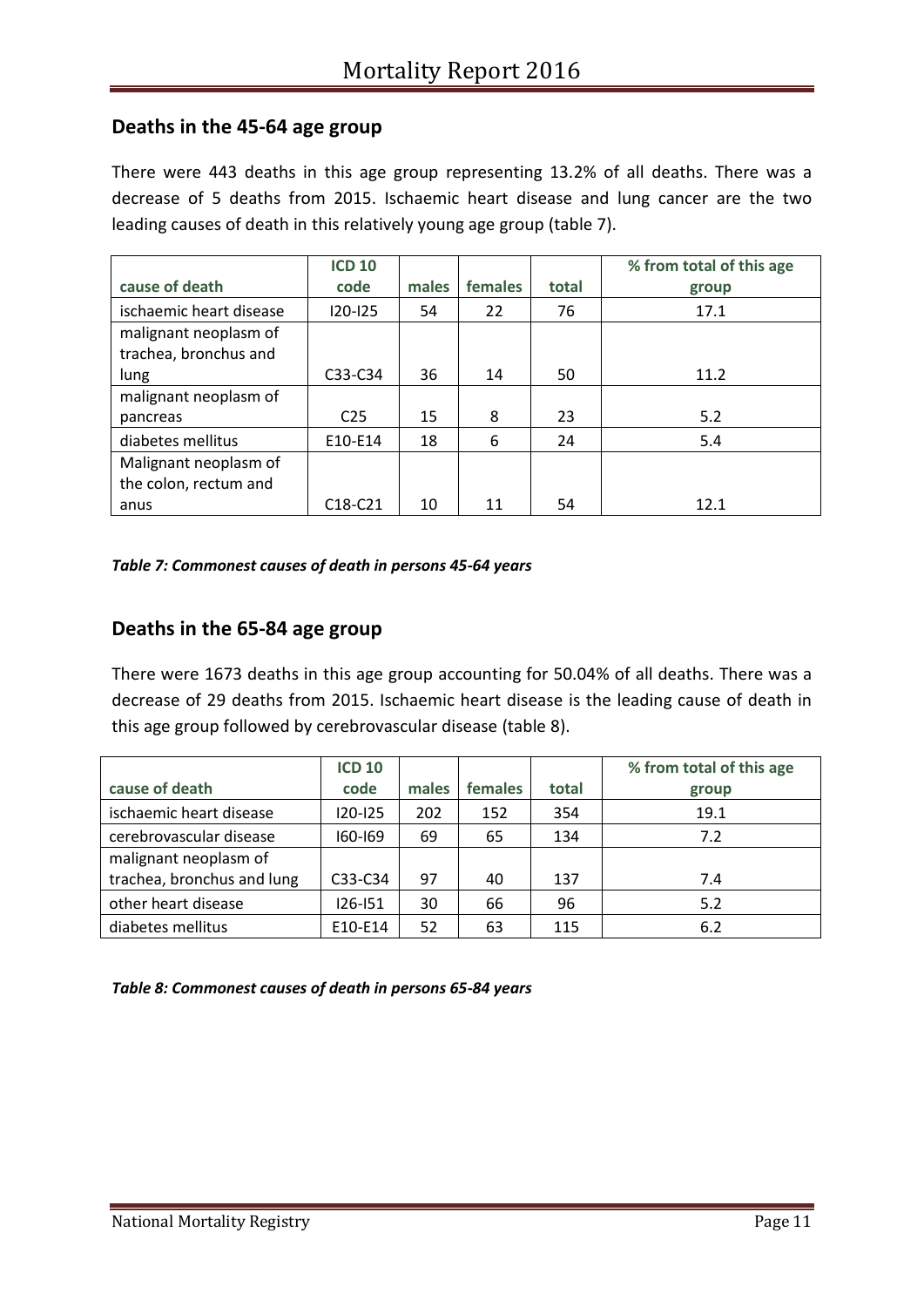## Deaths in the 45-64 age group

There were 443 deaths in this age group representing 13.2% of all deaths. There was a decrease of 5 deaths from 2015. Ischaemic heart disease and lung cancer are the two leading causes of death in this relatively young age group (table 7).

| cause of death | ICD 10 code | males | females | total | % from total of this age group |
|---|---|---|---|---|---|
| ischaemic heart disease | I20-I25 | 54 | 22 | 76 | 17.1 |
| malignant neoplasm of trachea, bronchus and lung | C33-C34 | 36 | 14 | 50 | 11.2 |
| malignant neoplasm of pancreas | C25 | 15 | 8 | 23 | 5.2 |
| diabetes mellitus | E10-E14 | 18 | 6 | 24 | 5.4 |
| Malignant neoplasm of the colon, rectum and anus | C18-C21 | 10 | 11 | 54 | 12.1 |

***Table 7: Commonest causes of death in persons 45-64 years***

## Deaths in the 65-84 age group

There were 1673 deaths in this age group accounting for 50.04% of all deaths. There was a decrease of 29 deaths from 2015. Ischaemic heart disease is the leading cause of death in this age group followed by cerebrovascular disease (table 8).

| cause of death | ICD 10 code | males | females | total | % from total of this age group |
|---|---|---|---|---|---|
| ischaemic heart disease | I20-I25 | 202 | 152 | 354 | 19.1 |
| cerebrovascular disease | I60-I69 | 69 | 65 | 134 | 7.2 |
| malignant neoplasm of trachea, bronchus and lung | C33-C34 | 97 | 40 | 137 | 7.4 |
| other heart disease | I26-I51 | 30 | 66 | 96 | 5.2 |
| diabetes mellitus | E10-E14 | 52 | 63 | 115 | 6.2 |

***Table 8: Commonest causes of death in persons 65-84 years***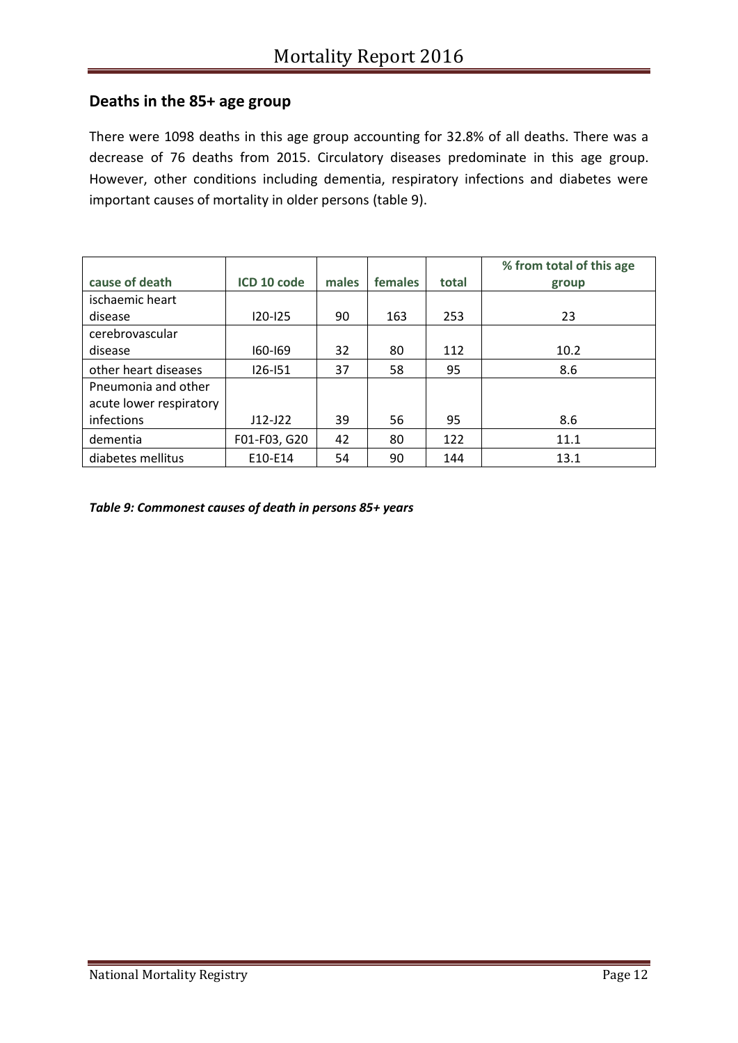## Deaths in the 85+ age group

There were 1098 deaths in this age group accounting for 32.8% of all deaths. There was a decrease of 76 deaths from 2015. Circulatory diseases predominate in this age group. However, other conditions including dementia, respiratory infections and diabetes were important causes of mortality in older persons (table 9).

| cause of death | ICD 10 code | males | females | total | % from total of this age group |
|---|---|---|---|---|---|
| ischaemic heart disease | I20-I25 | 90 | 163 | 253 | 23 |
| cerebrovascular disease | I60-I69 | 32 | 80 | 112 | 10.2 |
| other heart diseases | I26-I51 | 37 | 58 | 95 | 8.6 |
| Pneumonia and other acute lower respiratory infections | J12-J22 | 39 | 56 | 95 | 8.6 |
| dementia | F01-F03, G20 | 42 | 80 | 122 | 11.1 |
| diabetes mellitus | E10-E14 | 54 | 90 | 144 | 13.1 |

***Table 9: Commonest causes of death in persons 85+ years***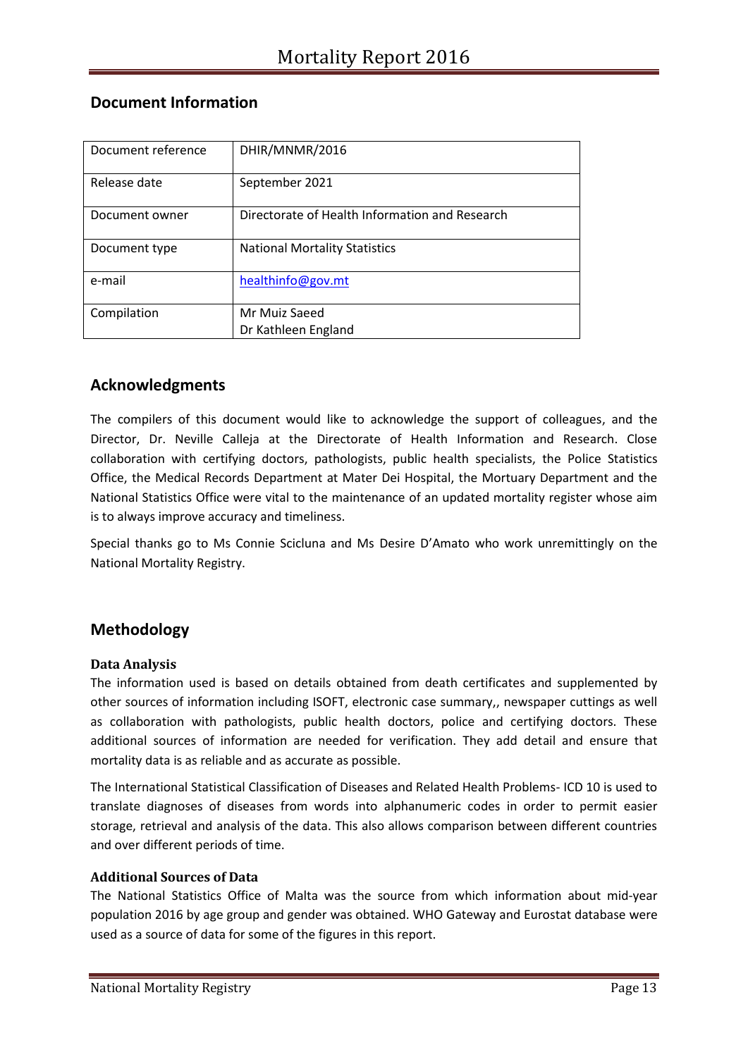## Document Information

| Document reference | DHIR/MNMR/2016 |
|---|---|
| Release date | September 2021 |
| Document owner | Directorate of Health Information and Research |
| Document type | National Mortality Statistics |
| e-mail | healthinfo@gov.mt |
| Compilation | Mr Muiz Saeed<br>Dr Kathleen England |

## Acknowledgments

The compilers of this document would like to acknowledge the support of colleagues, and the Director, Dr. Neville Calleja at the Directorate of Health Information and Research. Close collaboration with certifying doctors, pathologists, public health specialists, the Police Statistics Office, the Medical Records Department at Mater Dei Hospital, the Mortuary Department and the National Statistics Office were vital to the maintenance of an updated mortality register whose aim is to always improve accuracy and timeliness.

Special thanks go to Ms Connie Scicluna and Ms Desire D'Amato who work unremittingly on the National Mortality Registry.

## Methodology

### Data Analysis

The information used is based on details obtained from death certificates and supplemented by other sources of information including ISOFT, electronic case summary,, newspaper cuttings as well as collaboration with pathologists, public health doctors, police and certifying doctors. These additional sources of information are needed for verification. They add detail and ensure that mortality data is as reliable and as accurate as possible.

The International Statistical Classification of Diseases and Related Health Problems- ICD 10 is used to translate diagnoses of diseases from words into alphanumeric codes in order to permit easier storage, retrieval and analysis of the data. This also allows comparison between different countries and over different periods of time.

### Additional Sources of Data

The National Statistics Office of Malta was the source from which information about mid-year population 2016 by age group and gender was obtained. WHO Gateway and Eurostat database were used as a source of data for some of the figures in this report.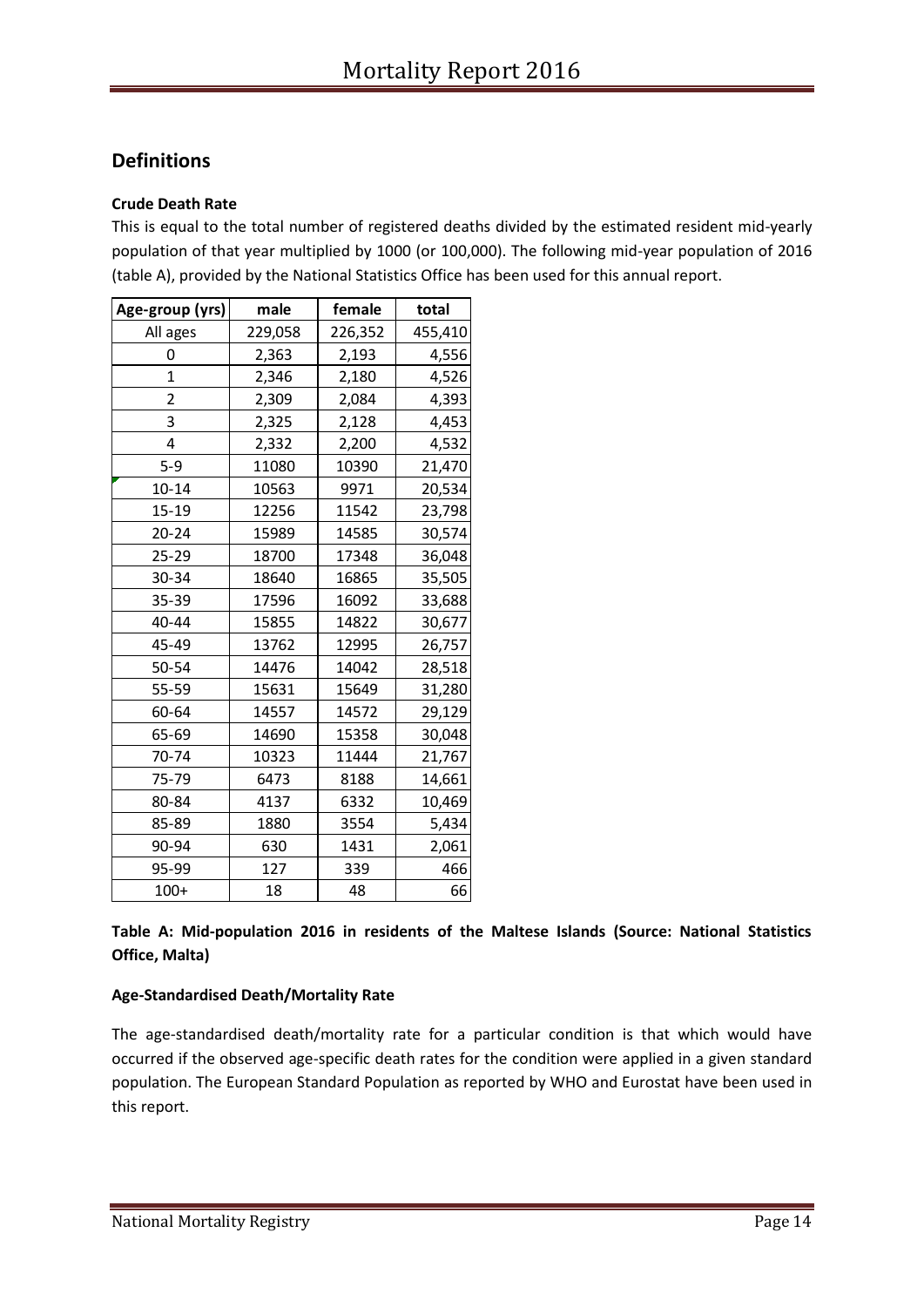## Definitions

**Crude Death Rate**

This is equal to the total number of registered deaths divided by the estimated resident mid-yearly population of that year multiplied by 1000 (or 100,000). The following mid-year population of 2016 (table A), provided by the National Statistics Office has been used for this annual report.

| Age-group (yrs) | male | female | total |
|---|---|---|---|
| All ages | 229,058 | 226,352 | 455,410 |
| 0 | 2,363 | 2,193 | 4,556 |
| 1 | 2,346 | 2,180 | 4,526 |
| 2 | 2,309 | 2,084 | 4,393 |
| 3 | 2,325 | 2,128 | 4,453 |
| 4 | 2,332 | 2,200 | 4,532 |
| 5-9 | 11080 | 10390 | 21,470 |
| 10-14 | 10563 | 9971 | 20,534 |
| 15-19 | 12256 | 11542 | 23,798 |
| 20-24 | 15989 | 14585 | 30,574 |
| 25-29 | 18700 | 17348 | 36,048 |
| 30-34 | 18640 | 16865 | 35,505 |
| 35-39 | 17596 | 16092 | 33,688 |
| 40-44 | 15855 | 14822 | 30,677 |
| 45-49 | 13762 | 12995 | 26,757 |
| 50-54 | 14476 | 14042 | 28,518 |
| 55-59 | 15631 | 15649 | 31,280 |
| 60-64 | 14557 | 14572 | 29,129 |
| 65-69 | 14690 | 15358 | 30,048 |
| 70-74 | 10323 | 11444 | 21,767 |
| 75-79 | 6473 | 8188 | 14,661 |
| 80-84 | 4137 | 6332 | 10,469 |
| 85-89 | 1880 | 3554 | 5,434 |
| 90-94 | 630 | 1431 | 2,061 |
| 95-99 | 127 | 339 | 466 |
| 100+ | 18 | 48 | 66 |

**Table A: Mid-population 2016 in residents of the Maltese Islands (Source: National Statistics Office, Malta)**

**Age-Standardised Death/Mortality Rate**

The age-standardised death/mortality rate for a particular condition is that which would have occurred if the observed age-specific death rates for the condition were applied in a given standard population. The European Standard Population as reported by WHO and Eurostat have been used in this report.